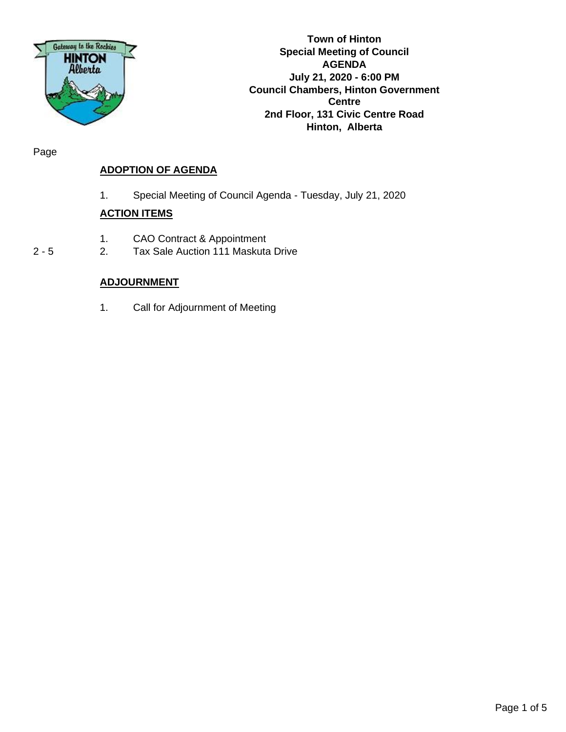**Town of Hinton**
**Special Meeting of Council**
**AGENDA**
**July 21, 2020 - 6:00 PM**
**Council Chambers, Hinton Government Centre**
**2nd Floor, 131 Civic Centre Road**
**Hinton, Alberta**

Page

## ADOPTION OF AGENDA

1. Special Meeting of Council Agenda - Tuesday, July 21, 2020

## ACTION ITEMS

1. CAO Contract & Appointment

2 - 5 2. Tax Sale Auction 111 Maskuta Drive

## ADJOURNMENT

1. Call for Adjournment of Meeting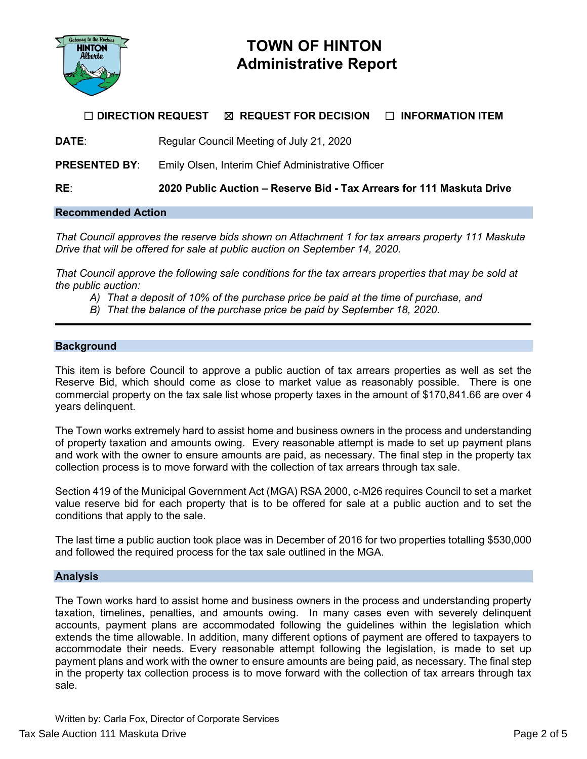# TOWN OF HINTON
## Administrative Report

☐ **DIRECTION REQUEST** ☒ **REQUEST FOR DECISION** ☐ **INFORMATION ITEM**

**DATE**: Regular Council Meeting of July 21, 2020

**PRESENTED BY**: Emily Olsen, Interim Chief Administrative Officer

**RE**: **2020 Public Auction – Reserve Bid - Tax Arrears for 111 Maskuta Drive**

### Recommended Action

*That Council approves the reserve bids shown on Attachment 1 for tax arrears property 111 Maskuta Drive that will be offered for sale at public auction on September 14, 2020.*

*That Council approve the following sale conditions for the tax arrears properties that may be sold at the public auction:*

*A) That a deposit of 10% of the purchase price be paid at the time of purchase, and*

*B) That the balance of the purchase price be paid by September 18, 2020.*

---

### Background

This item is before Council to approve a public auction of tax arrears properties as well as set the Reserve Bid, which should come as close to market value as reasonably possible. There is one commercial property on the tax sale list whose property taxes in the amount of $170,841.66 are over 4 years delinquent.

The Town works extremely hard to assist home and business owners in the process and understanding of property taxation and amounts owing. Every reasonable attempt is made to set up payment plans and work with the owner to ensure amounts are paid, as necessary. The final step in the property tax collection process is to move forward with the collection of tax arrears through tax sale.

Section 419 of the Municipal Government Act (MGA) RSA 2000, c-M26 requires Council to set a market value reserve bid for each property that is to be offered for sale at a public auction and to set the conditions that apply to the sale.

The last time a public auction took place was in December of 2016 for two properties totalling $530,000 and followed the required process for the tax sale outlined in the MGA.

### Analysis

The Town works hard to assist home and business owners in the process and understanding property taxation, timelines, penalties, and amounts owing. In many cases even with severely delinquent accounts, payment plans are accommodated following the guidelines within the legislation which extends the time allowable. In addition, many different options of payment are offered to taxpayers to accommodate their needs. Every reasonable attempt following the legislation, is made to set up payment plans and work with the owner to ensure amounts are being paid, as necessary. The final step in the property tax collection process is to move forward with the collection of tax arrears through tax sale.

Written by: Carla Fox, Director of Corporate Services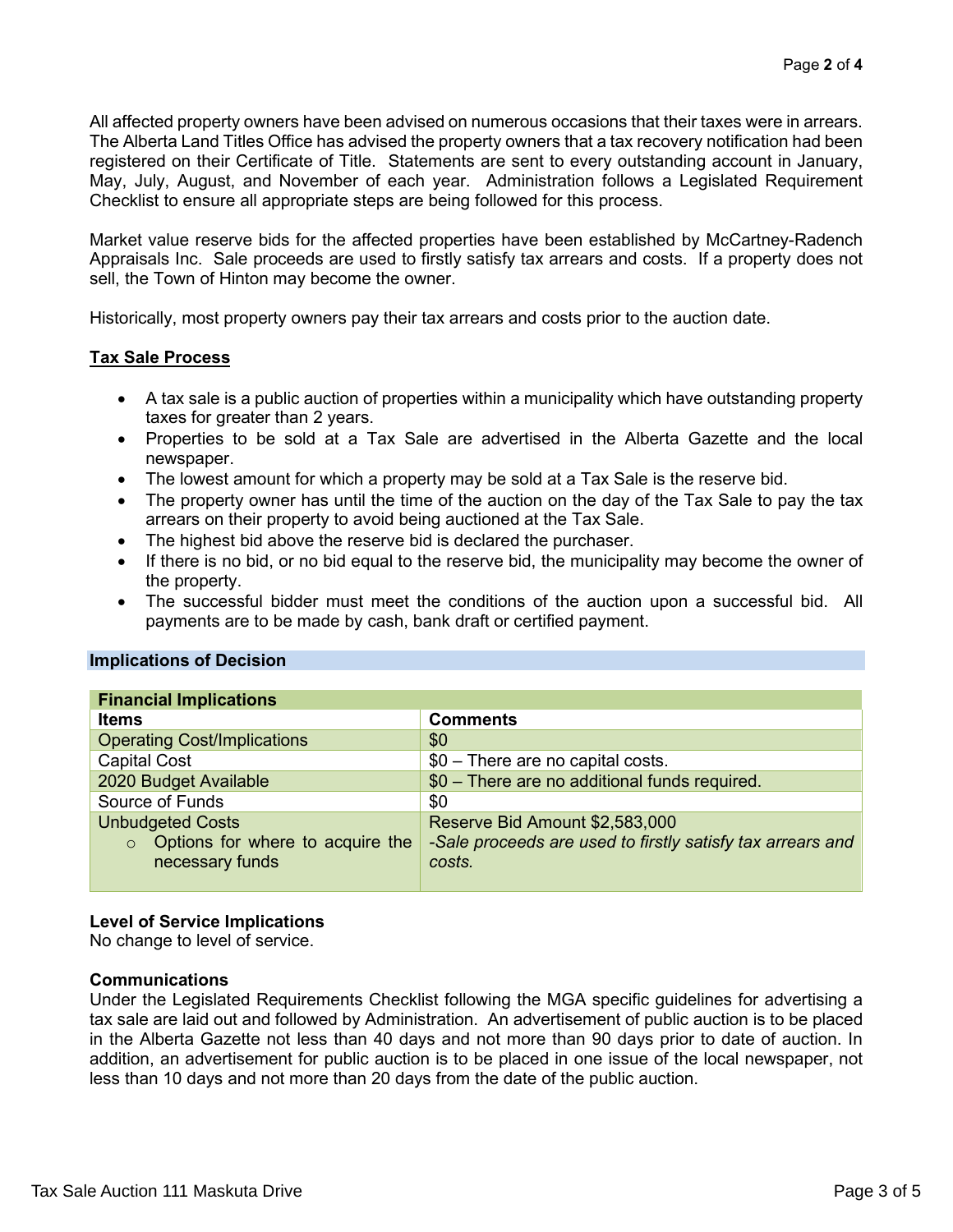All affected property owners have been advised on numerous occasions that their taxes were in arrears. The Alberta Land Titles Office has advised the property owners that a tax recovery notification had been registered on their Certificate of Title. Statements are sent to every outstanding account in January, May, July, August, and November of each year. Administration follows a Legislated Requirement Checklist to ensure all appropriate steps are being followed for this process.

Market value reserve bids for the affected properties have been established by McCartney-Radench Appraisals Inc. Sale proceeds are used to firstly satisfy tax arrears and costs. If a property does not sell, the Town of Hinton may become the owner.

Historically, most property owners pay their tax arrears and costs prior to the auction date.

**Tax Sale Process**

- A tax sale is a public auction of properties within a municipality which have outstanding property taxes for greater than 2 years.
- Properties to be sold at a Tax Sale are advertised in the Alberta Gazette and the local newspaper.
- The lowest amount for which a property may be sold at a Tax Sale is the reserve bid.
- The property owner has until the time of the auction on the day of the Tax Sale to pay the tax arrears on their property to avoid being auctioned at the Tax Sale.
- The highest bid above the reserve bid is declared the purchaser.
- If there is no bid, or no bid equal to the reserve bid, the municipality may become the owner of the property.
- The successful bidder must meet the conditions of the auction upon a successful bid. All payments are to be made by cash, bank draft or certified payment.

## Implications of Decision

| Financial Implications | |
|---|---|
| **Items** | **Comments** |
| Operating Cost/Implications | $0 |
| Capital Cost | $0 – There are no capital costs. |
| 2020 Budget Available | $0 – There are no additional funds required. |
| Source of Funds | $0 |
| Unbudgeted Costs<br>○ Options for where to acquire the necessary funds | Reserve Bid Amount $2,583,000<br>*-Sale proceeds are used to firstly satisfy tax arrears and costs.* |

**Level of Service Implications**

No change to level of service.

**Communications**

Under the Legislated Requirements Checklist following the MGA specific guidelines for advertising a tax sale are laid out and followed by Administration. An advertisement of public auction is to be placed in the Alberta Gazette not less than 40 days and not more than 90 days prior to date of auction. In addition, an advertisement for public auction is to be placed in one issue of the local newspaper, not less than 10 days and not more than 20 days from the date of the public auction.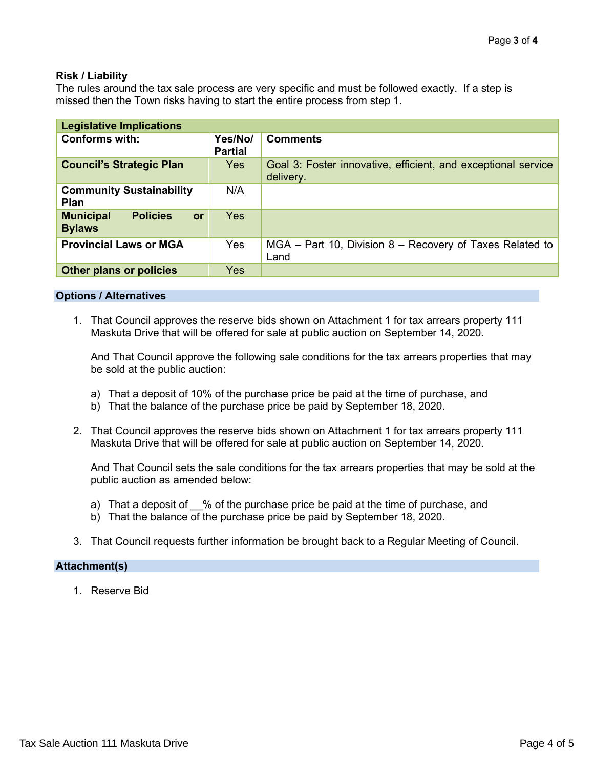**Risk / Liability**

The rules around the tax sale process are very specific and must be followed exactly. If a step is missed then the Town risks having to start the entire process from step 1.

| Legislative Implications | | |
|---|---|---|
| **Conforms with:** | **Yes/No/ Partial** | **Comments** |
| **Council's Strategic Plan** | Yes | Goal 3: Foster innovative, efficient, and exceptional service delivery. |
| **Community Sustainability Plan** | N/A | |
| **Municipal Policies or Bylaws** | Yes | |
| **Provincial Laws or MGA** | Yes | MGA – Part 10, Division 8 – Recovery of Taxes Related to Land |
| **Other plans or policies** | Yes | |

## Options / Alternatives

1. That Council approves the reserve bids shown on Attachment 1 for tax arrears property 111 Maskuta Drive that will be offered for sale at public auction on September 14, 2020.

   And That Council approve the following sale conditions for the tax arrears properties that may be sold at the public auction:

   a) That a deposit of 10% of the purchase price be paid at the time of purchase, and
   b) That the balance of the purchase price be paid by September 18, 2020.

2. That Council approves the reserve bids shown on Attachment 1 for tax arrears property 111 Maskuta Drive that will be offered for sale at public auction on September 14, 2020.

   And That Council sets the sale conditions for the tax arrears properties that may be sold at the public auction as amended below:

   a) That a deposit of __% of the purchase price be paid at the time of purchase, and
   b) That the balance of the purchase price be paid by September 18, 2020.

3. That Council requests further information be brought back to a Regular Meeting of Council.

## Attachment(s)

1. Reserve Bid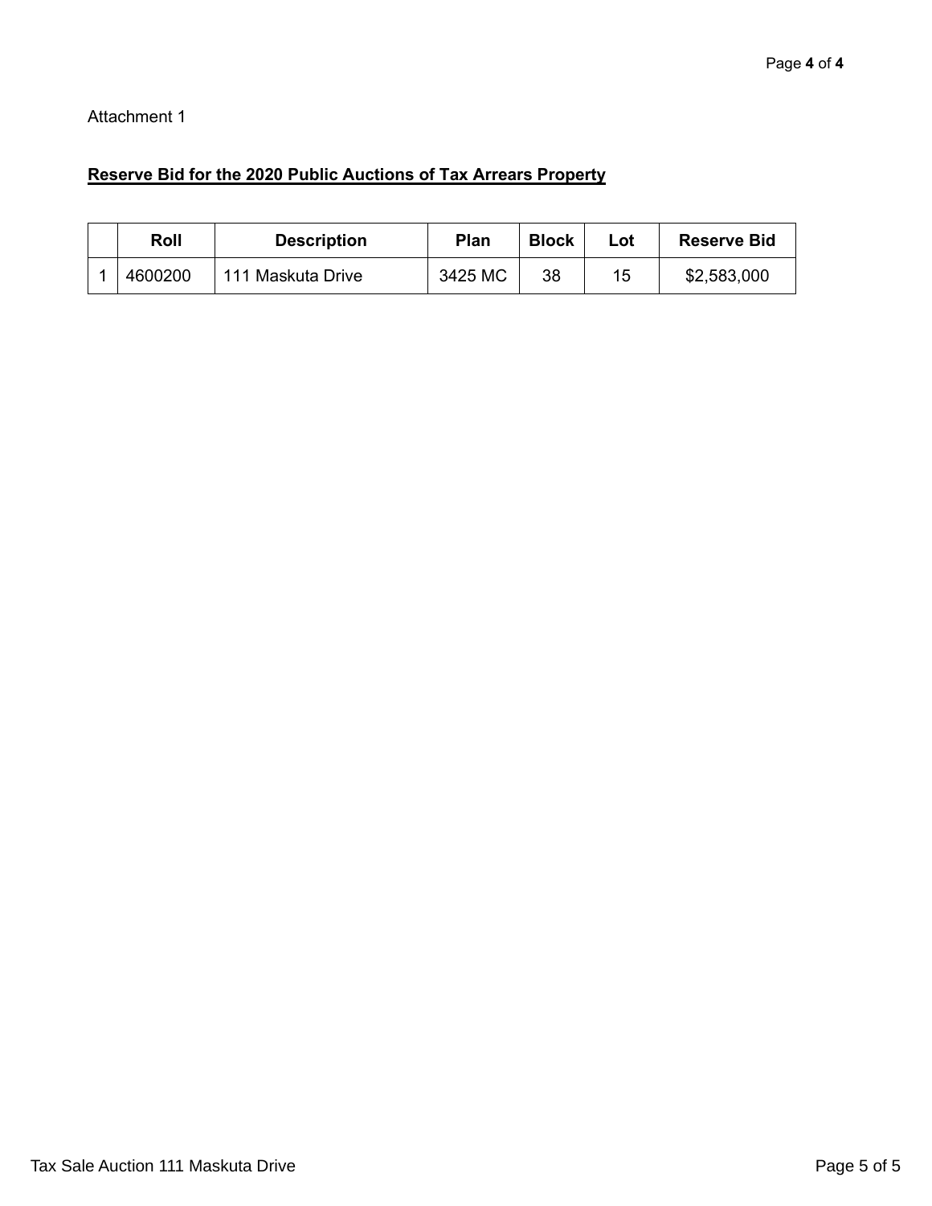Attachment 1

**Reserve Bid for the 2020 Public Auctions of Tax Arrears Property**

| | Roll | Description | Plan | Block | Lot | Reserve Bid |
|---|---|---|---|---|---|---|
| 1 | 4600200 | 111 Maskuta Drive | 3425 MC | 38 | 15 | $2,583,000 |